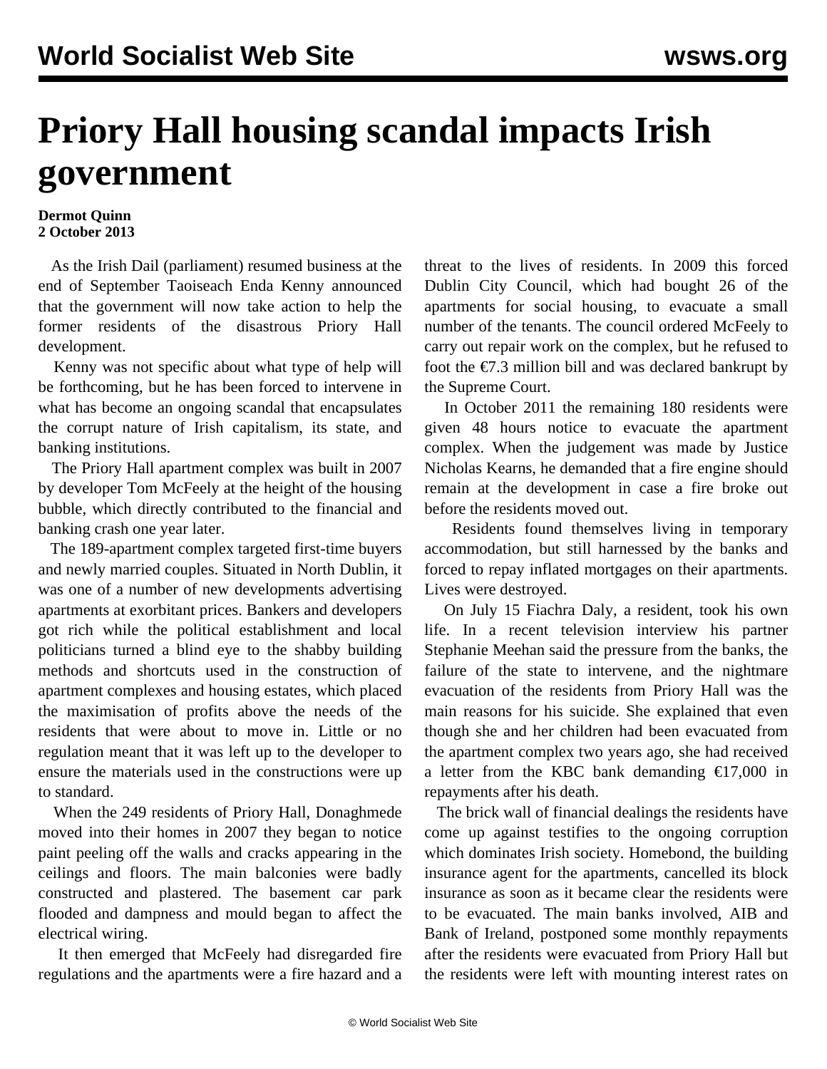# Priory Hall housing scandal impacts Irish government

**Dermot Quinn**
**2 October 2013**

As the Irish Dail (parliament) resumed business at the end of September Taoiseach Enda Kenny announced that the government will now take action to help the former residents of the disastrous Priory Hall development.

Kenny was not specific about what type of help will be forthcoming, but he has been forced to intervene in what has become an ongoing scandal that encapsulates the corrupt nature of Irish capitalism, its state, and banking institutions.

The Priory Hall apartment complex was built in 2007 by developer Tom McFeely at the height of the housing bubble, which directly contributed to the financial and banking crash one year later.

The 189-apartment complex targeted first-time buyers and newly married couples. Situated in North Dublin, it was one of a number of new developments advertising apartments at exorbitant prices. Bankers and developers got rich while the political establishment and local politicians turned a blind eye to the shabby building methods and shortcuts used in the construction of apartment complexes and housing estates, which placed the maximisation of profits above the needs of the residents that were about to move in. Little or no regulation meant that it was left up to the developer to ensure the materials used in the constructions were up to standard.

When the 249 residents of Priory Hall, Donaghmede moved into their homes in 2007 they began to notice paint peeling off the walls and cracks appearing in the ceilings and floors. The main balconies were badly constructed and plastered. The basement car park flooded and dampness and mould began to affect the electrical wiring.

It then emerged that McFeely had disregarded fire regulations and the apartments were a fire hazard and a threat to the lives of residents. In 2009 this forced Dublin City Council, which had bought 26 of the apartments for social housing, to evacuate a small number of the tenants. The council ordered McFeely to carry out repair work on the complex, but he refused to foot the €7.3 million bill and was declared bankrupt by the Supreme Court.

In October 2011 the remaining 180 residents were given 48 hours notice to evacuate the apartment complex. When the judgement was made by Justice Nicholas Kearns, he demanded that a fire engine should remain at the development in case a fire broke out before the residents moved out.

Residents found themselves living in temporary accommodation, but still harnessed by the banks and forced to repay inflated mortgages on their apartments. Lives were destroyed.

On July 15 Fiachra Daly, a resident, took his own life. In a recent television interview his partner Stephanie Meehan said the pressure from the banks, the failure of the state to intervene, and the nightmare evacuation of the residents from Priory Hall was the main reasons for his suicide. She explained that even though she and her children had been evacuated from the apartment complex two years ago, she had received a letter from the KBC bank demanding €17,000 in repayments after his death.

The brick wall of financial dealings the residents have come up against testifies to the ongoing corruption which dominates Irish society. Homebond, the building insurance agent for the apartments, cancelled its block insurance as soon as it became clear the residents were to be evacuated. The main banks involved, AIB and Bank of Ireland, postponed some monthly repayments after the residents were evacuated from Priory Hall but the residents were left with mounting interest rates on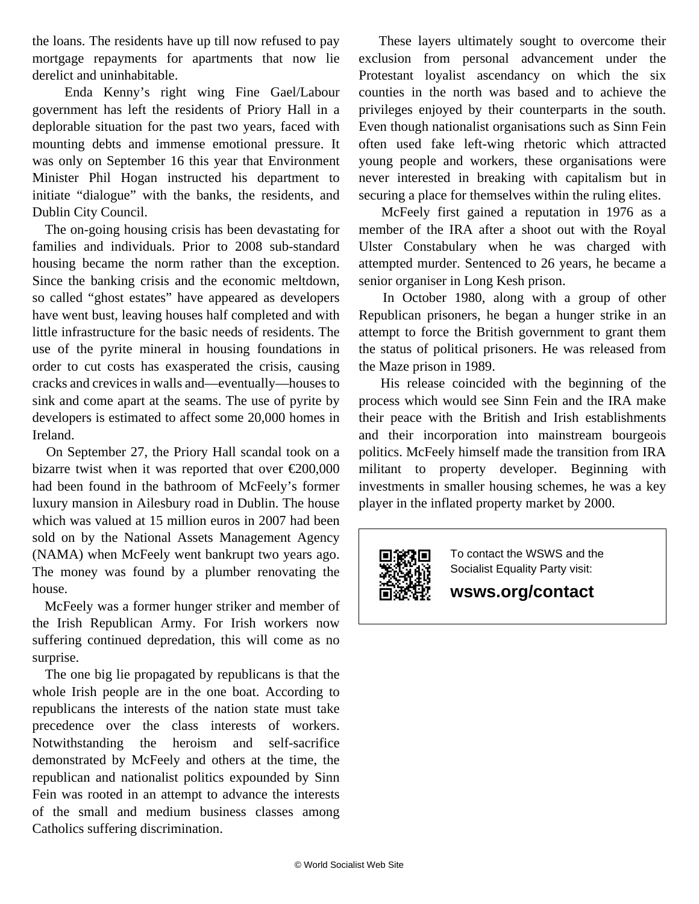the loans. The residents have up till now refused to pay mortgage repayments for apartments that now lie derelict and uninhabitable.

Enda Kenny's right wing Fine Gael/Labour government has left the residents of Priory Hall in a deplorable situation for the past two years, faced with mounting debts and immense emotional pressure. It was only on September 16 this year that Environment Minister Phil Hogan instructed his department to initiate "dialogue" with the banks, the residents, and Dublin City Council.

The on-going housing crisis has been devastating for families and individuals. Prior to 2008 sub-standard housing became the norm rather than the exception. Since the banking crisis and the economic meltdown, so called "ghost estates" have appeared as developers have went bust, leaving houses half completed and with little infrastructure for the basic needs of residents. The use of the pyrite mineral in housing foundations in order to cut costs has exasperated the crisis, causing cracks and crevices in walls and—eventually—houses to sink and come apart at the seams. The use of pyrite by developers is estimated to affect some 20,000 homes in Ireland.

On September 27, the Priory Hall scandal took on a bizarre twist when it was reported that over €200,000 had been found in the bathroom of McFeely's former luxury mansion in Ailesbury road in Dublin. The house which was valued at 15 million euros in 2007 had been sold on by the National Assets Management Agency (NAMA) when McFeely went bankrupt two years ago. The money was found by a plumber renovating the house.

McFeely was a former hunger striker and member of the Irish Republican Army. For Irish workers now suffering continued depredation, this will come as no surprise.

The one big lie propagated by republicans is that the whole Irish people are in the one boat. According to republicans the interests of the nation state must take precedence over the class interests of workers. Notwithstanding the heroism and self-sacrifice demonstrated by McFeely and others at the time, the republican and nationalist politics expounded by Sinn Fein was rooted in an attempt to advance the interests of the small and medium business classes among Catholics suffering discrimination.

These layers ultimately sought to overcome their exclusion from personal advancement under the Protestant loyalist ascendancy on which the six counties in the north was based and to achieve the privileges enjoyed by their counterparts in the south. Even though nationalist organisations such as Sinn Fein often used fake left-wing rhetoric which attracted young people and workers, these organisations were never interested in breaking with capitalism but in securing a place for themselves within the ruling elites.

McFeely first gained a reputation in 1976 as a member of the IRA after a shoot out with the Royal Ulster Constabulary when he was charged with attempted murder. Sentenced to 26 years, he became a senior organiser in Long Kesh prison.

In October 1980, along with a group of other Republican prisoners, he began a hunger strike in an attempt to force the British government to grant them the status of political prisoners. He was released from the Maze prison in 1989.

His release coincided with the beginning of the process which would see Sinn Fein and the IRA make their peace with the British and Irish establishments and their incorporation into mainstream bourgeois politics. McFeely himself made the transition from IRA militant to property developer. Beginning with investments in smaller housing schemes, he was a key player in the inflated property market by 2000.

To contact the WSWS and the Socialist Equality Party visit:

**wsws.org/contact**